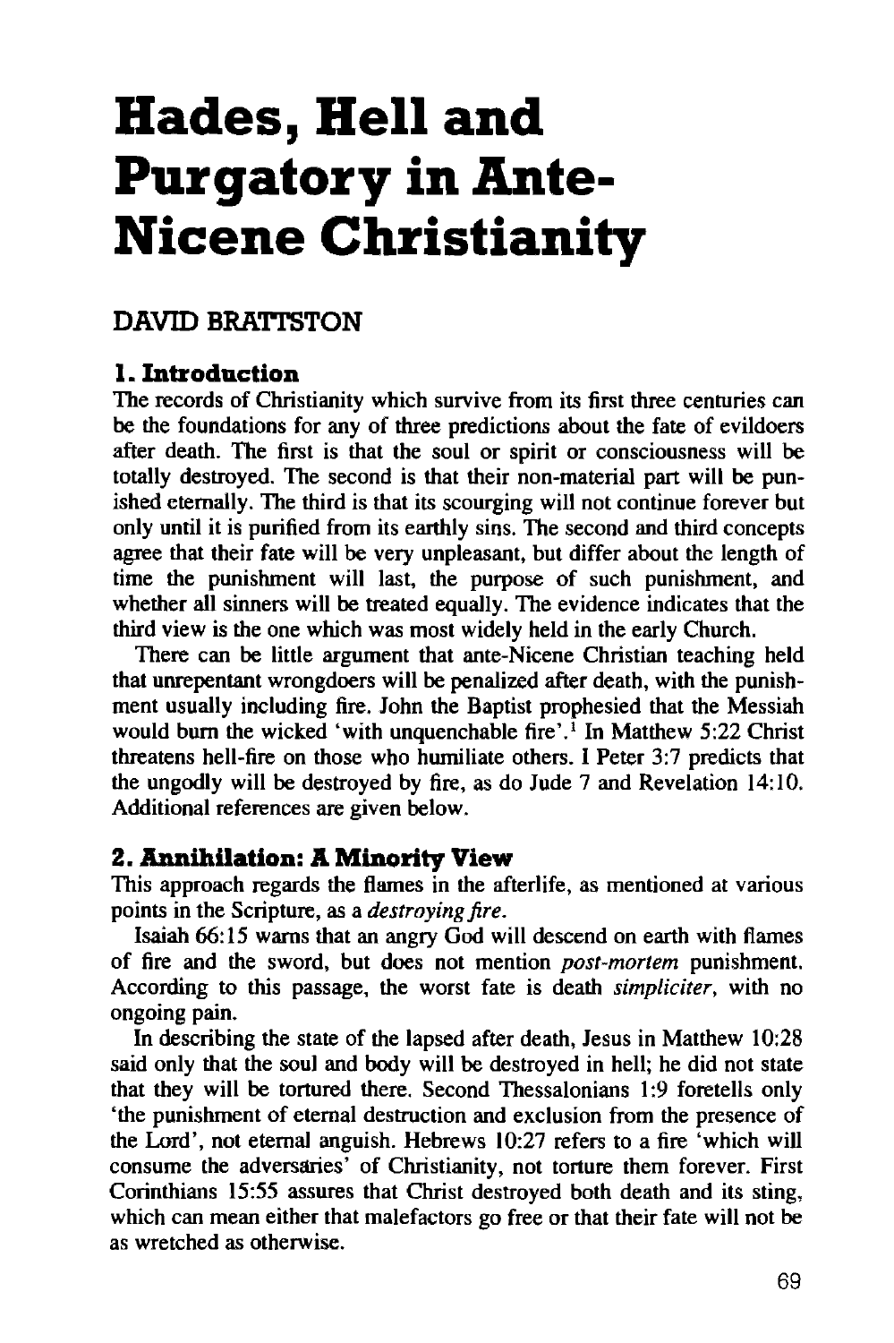# Hades, Hell and Purgatory in Ante-Nicene Christianity

DAVID BRATTSTON

## 1. Introduction

The records of Christianity which survive from its first three centuries can be the foundations for any of three predictions about the fate of evildoers after death. The first is that the soul or spirit or consciousness will be totally destroyed. The second is that their non-material part will be punished eternally. The third is that its scourging will not continue forever but only until it is purified from its earthly sins. The second and third concepts agree that their fate will be very unpleasant, but differ about the length of time the punishment will last, the purpose of such punishment, and whether all sinners will be treated equally. The evidence indicates that the third view is the one which was most widely held in the early Church.

There can be little argument that ante-Nicene Christian teaching held that unrepentant wrongdoers will be penalized after death, with the punishment usually including fire. John the Baptist prophesied that the Messiah would burn the wicked 'with unquenchable fire'.[1] In Matthew 5:22 Christ threatens hell-fire on those who humiliate others. I Peter 3:7 predicts that the ungodly will be destroyed by fire, as do Jude 7 and Revelation 14:10. Additional references are given below.

## 2. Annihilation: A Minority View

This approach regards the flames in the afterlife, as mentioned at various points in the Scripture, as a *destroying fire*.

Isaiah 66:15 warns that an angry God will descend on earth with flames of fire and the sword, but does not mention *post-mortem* punishment. According to this passage, the worst fate is death *simpliciter*, with no ongoing pain.

In describing the state of the lapsed after death, Jesus in Matthew 10:28 said only that the soul and body will be destroyed in hell; he did not state that they will be tortured there. Second Thessalonians 1:9 foretells only 'the punishment of eternal destruction and exclusion from the presence of the Lord', not eternal anguish. Hebrews 10:27 refers to a fire 'which will consume the adversaries' of Christianity, not torture them forever. First Corinthians 15:55 assures that Christ destroyed both death and its sting, which can mean either that malefactors go free or that their fate will not be as wretched as otherwise.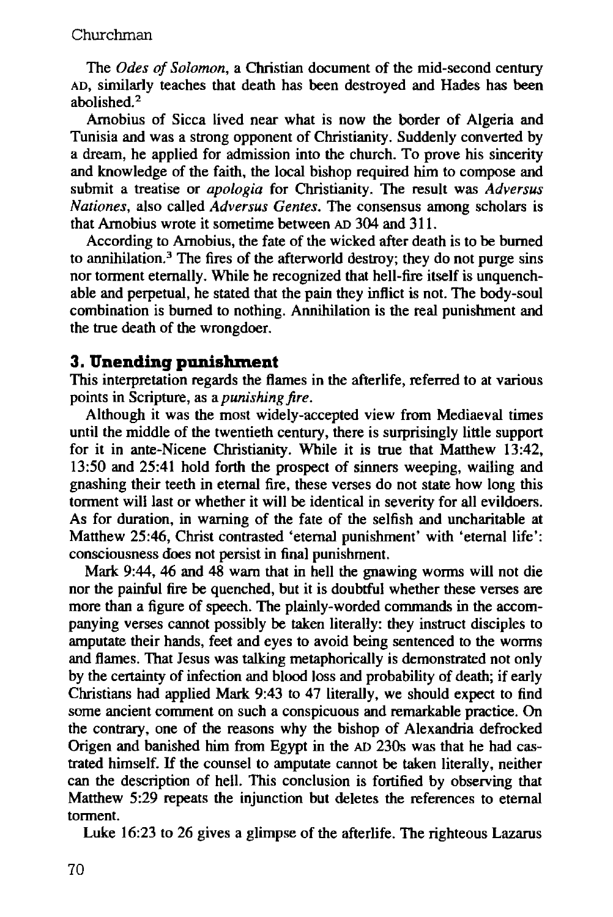The *Odes of Solomon*, a Christian document of the mid-second century AD, similarly teaches that death has been destroyed and Hades has been abolished.[2]

Arnobius of Sicca lived near what is now the border of Algeria and Tunisia and was a strong opponent of Christianity. Suddenly converted by a dream, he applied for admission into the church. To prove his sincerity and knowledge of the faith, the local bishop required him to compose and submit a treatise or *apologia* for Christianity. The result was *Adversus Nationes*, also called *Adversus Gentes*. The consensus among scholars is that Arnobius wrote it sometime between AD 304 and 311.

According to Arnobius, the fate of the wicked after death is to be burned to annihilation.[3] The fires of the afterworld destroy; they do not purge sins nor torment eternally. While he recognized that hell-fire itself is unquenchable and perpetual, he stated that the pain they inflict is not. The body-soul combination is burned to nothing. Annihilation is the real punishment and the true death of the wrongdoer.

### 3. Unending punishment

This interpretation regards the flames in the afterlife, referred to at various points in Scripture, as a *punishing fire*.

Although it was the most widely-accepted view from Mediaeval times until the middle of the twentieth century, there is surprisingly little support for it in ante-Nicene Christianity. While it is true that Matthew 13:42, 13:50 and 25:41 hold forth the prospect of sinners weeping, wailing and gnashing their teeth in eternal fire, these verses do not state how long this torment will last or whether it will be identical in severity for all evildoers. As for duration, in warning of the fate of the selfish and uncharitable at Matthew 25:46, Christ contrasted 'eternal punishment' with 'eternal life': consciousness does not persist in final punishment.

Mark 9:44, 46 and 48 warn that in hell the gnawing worms will not die nor the painful fire be quenched, but it is doubtful whether these verses are more than a figure of speech. The plainly-worded commands in the accompanying verses cannot possibly be taken literally: they instruct disciples to amputate their hands, feet and eyes to avoid being sentenced to the worms and flames. That Jesus was talking metaphorically is demonstrated not only by the certainty of infection and blood loss and probability of death; if early Christians had applied Mark 9:43 to 47 literally, we should expect to find some ancient comment on such a conspicuous and remarkable practice. On the contrary, one of the reasons why the bishop of Alexandria defrocked Origen and banished him from Egypt in the AD 230s was that he had castrated himself. If the counsel to amputate cannot be taken literally, neither can the description of hell. This conclusion is fortified by observing that Matthew 5:29 repeats the injunction but deletes the references to eternal torment.

Luke 16:23 to 26 gives a glimpse of the afterlife. The righteous Lazarus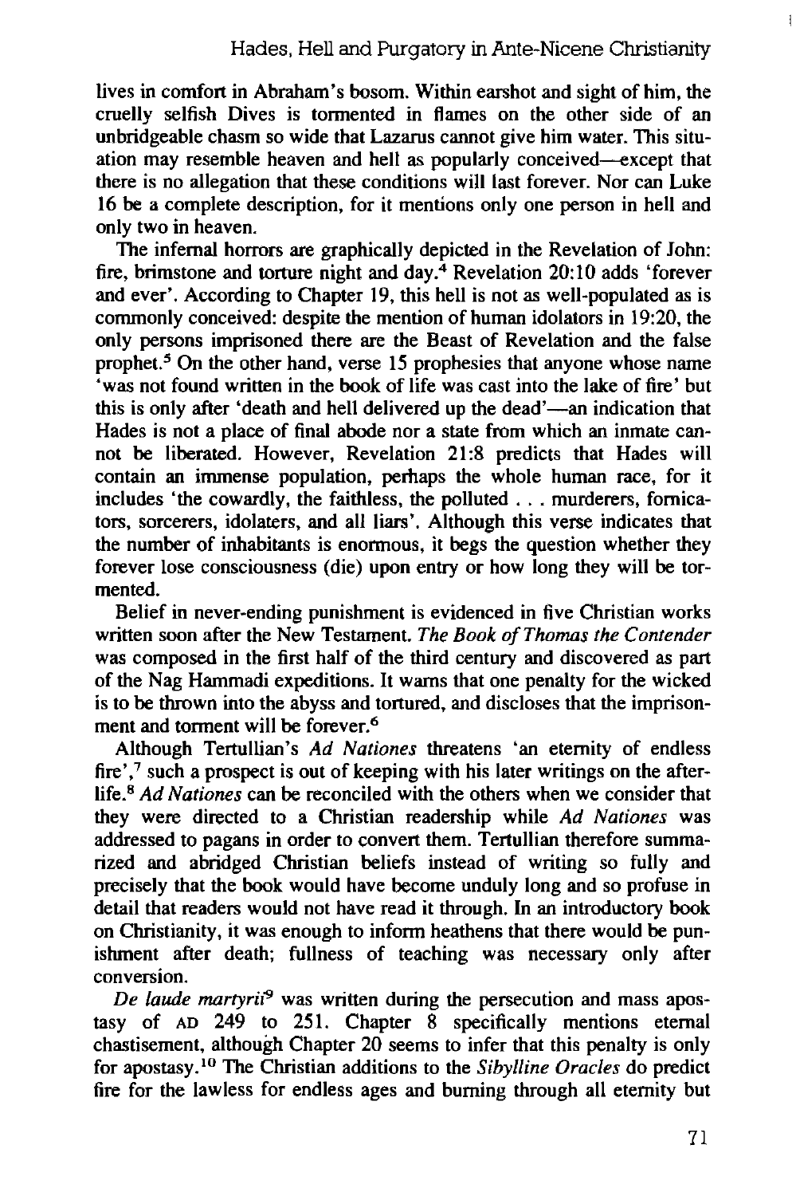lives in comfort in Abraham's bosom. Within earshot and sight of him, the cruelly selfish Dives is tormented in flames on the other side of an unbridgeable chasm so wide that Lazarus cannot give him water. This situation may resemble heaven and hell as popularly conceived—except that there is no allegation that these conditions will last forever. Nor can Luke 16 be a complete description, for it mentions only one person in hell and only two in heaven.

The infernal horrors are graphically depicted in the Revelation of John: fire, brimstone and torture night and day.[4] Revelation 20:10 adds 'forever and ever'. According to Chapter 19, this hell is not as well-populated as is commonly conceived: despite the mention of human idolators in 19:20, the only persons imprisoned there are the Beast of Revelation and the false prophet.[5] On the other hand, verse 15 prophesies that anyone whose name 'was not found written in the book of life was cast into the lake of fire' but this is only after 'death and hell delivered up the dead'—an indication that Hades is not a place of final abode nor a state from which an inmate cannot be liberated. However, Revelation 21:8 predicts that Hades will contain an immense population, perhaps the whole human race, for it includes 'the cowardly, the faithless, the polluted . . . murderers, fornicators, sorcerers, idolaters, and all liars'. Although this verse indicates that the number of inhabitants is enormous, it begs the question whether they forever lose consciousness (die) upon entry or how long they will be tormented.

Belief in never-ending punishment is evidenced in five Christian works written soon after the New Testament. *The Book of Thomas the Contender* was composed in the first half of the third century and discovered as part of the Nag Hammadi expeditions. It warns that one penalty for the wicked is to be thrown into the abyss and tortured, and discloses that the imprisonment and torment will be forever.[6]

Although Tertullian's *Ad Nationes* threatens 'an eternity of endless fire',[7] such a prospect is out of keeping with his later writings on the afterlife.[8] *Ad Nationes* can be reconciled with the others when we consider that they were directed to a Christian readership while *Ad Nationes* was addressed to pagans in order to convert them. Tertullian therefore summarized and abridged Christian beliefs instead of writing so fully and precisely that the book would have become unduly long and so profuse in detail that readers would not have read it through. In an introductory book on Christianity, it was enough to inform heathens that there would be punishment after death; fullness of teaching was necessary only after conversion.

*De laude martyrii*[9] was written during the persecution and mass apostasy of AD 249 to 251. Chapter 8 specifically mentions eternal chastisement, although Chapter 20 seems to infer that this penalty is only for apostasy.[10] The Christian additions to the *Sibylline Oracles* do predict fire for the lawless for endless ages and burning through all eternity but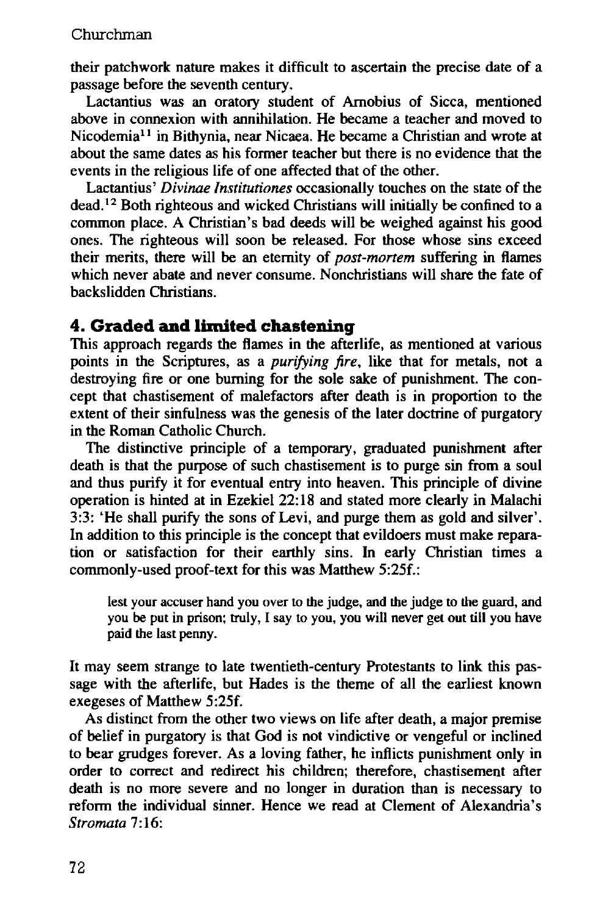their patchwork nature makes it difficult to ascertain the precise date of a passage before the seventh century.

Lactantius was an oratory student of Arnobius of Sicca, mentioned above in connexion with annihilation. He became a teacher and moved to Nicodemia[11] in Bithynia, near Nicaea. He became a Christian and wrote at about the same dates as his former teacher but there is no evidence that the events in the religious life of one affected that of the other.

Lactantius' *Divinae Institutiones* occasionally touches on the state of the dead.[12] Both righteous and wicked Christians will initially be confined to a common place. A Christian's bad deeds will be weighed against his good ones. The righteous will soon be released. For those whose sins exceed their merits, there will be an eternity of *post-mortem* suffering in flames which never abate and never consume. Nonchristians will share the fate of backslidden Christians.

## 4. Graded and limited chastening

This approach regards the flames in the afterlife, as mentioned at various points in the Scriptures, as a *purifying fire*, like that for metals, not a destroying fire or one burning for the sole sake of punishment. The concept that chastisement of malefactors after death is in proportion to the extent of their sinfulness was the genesis of the later doctrine of purgatory in the Roman Catholic Church.

The distinctive principle of a temporary, graduated punishment after death is that the purpose of such chastisement is to purge sin from a soul and thus purify it for eventual entry into heaven. This principle of divine operation is hinted at in Ezekiel 22:18 and stated more clearly in Malachi 3:3: 'He shall purify the sons of Levi, and purge them as gold and silver'. In addition to this principle is the concept that evildoers must make reparation or satisfaction for their earthly sins. In early Christian times a commonly-used proof-text for this was Matthew 5:25f.:

> lest your accuser hand you over to the judge, and the judge to the guard, and you be put in prison; truly, I say to you, you will never get out till you have paid the last penny.

It may seem strange to late twentieth-century Protestants to link this passage with the afterlife, but Hades is the theme of all the earliest known exegeses of Matthew 5:25f.

As distinct from the other two views on life after death, a major premise of belief in purgatory is that God is not vindictive or vengeful or inclined to bear grudges forever. As a loving father, he inflicts punishment only in order to correct and redirect his children; therefore, chastisement after death is no more severe and no longer in duration than is necessary to reform the individual sinner. Hence we read at Clement of Alexandria's *Stromata* 7:16: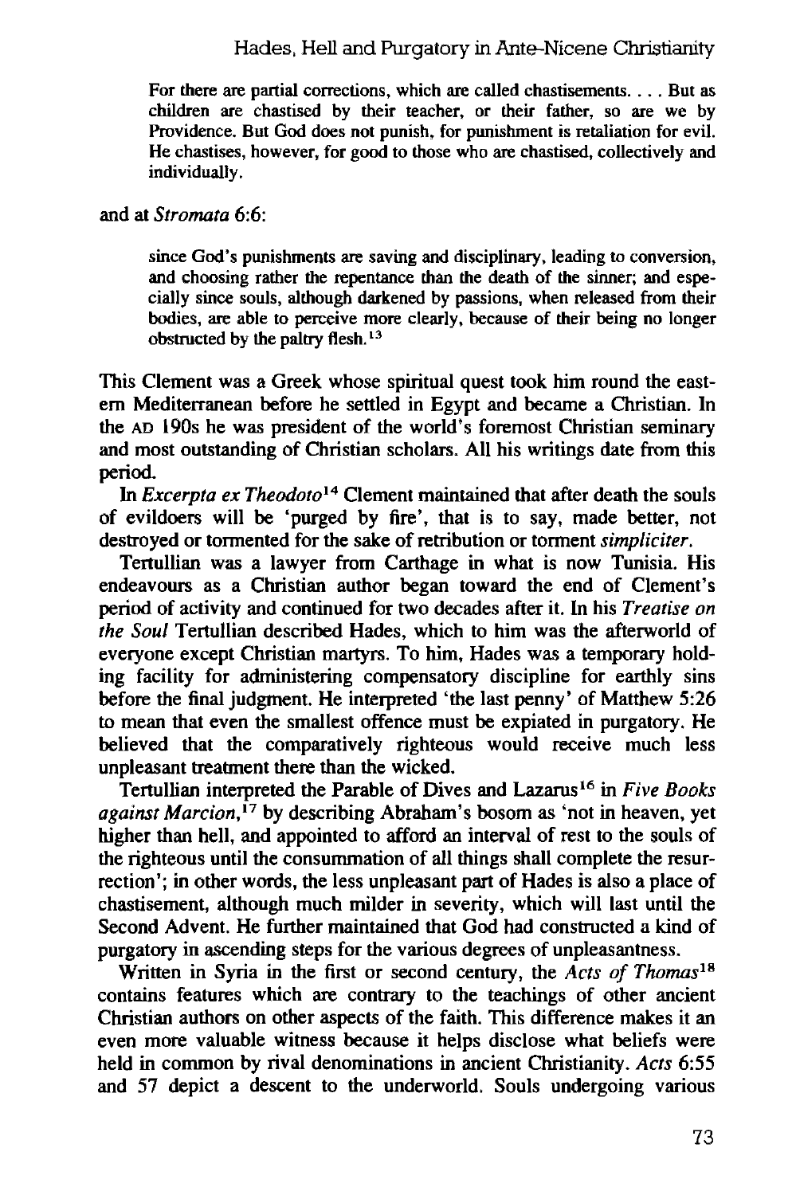> For there are partial corrections, which are called chastisements. . . . But as children are chastised by their teacher, or their father, so are we by Providence. But God does not punish, for punishment is retaliation for evil. He chastises, however, for good to those who are chastised, collectively and individually.

and at *Stromata* 6:6:

> since God's punishments are saving and disciplinary, leading to conversion, and choosing rather the repentance than the death of the sinner; and especially since souls, although darkened by passions, when released from their bodies, are able to perceive more clearly, because of their being no longer obstructed by the paltry flesh.[13]

This Clement was a Greek whose spiritual quest took him round the eastern Mediterranean before he settled in Egypt and became a Christian. In the AD 190s he was president of the world's foremost Christian seminary and most outstanding of Christian scholars. All his writings date from this period.

In *Excerpta ex Theodoto*[14] Clement maintained that after death the souls of evildoers will be 'purged by fire', that is to say, made better, not destroyed or tormented for the sake of retribution or torment *simpliciter*.

Tertullian was a lawyer from Carthage in what is now Tunisia. His endeavours as a Christian author began toward the end of Clement's period of activity and continued for two decades after it. In his *Treatise on the Soul* Tertullian described Hades, which to him was the afterworld of everyone except Christian martyrs. To him, Hades was a temporary holding facility for administering compensatory discipline for earthly sins before the final judgment. He interpreted 'the last penny' of Matthew 5:26 to mean that even the smallest offence must be expiated in purgatory. He believed that the comparatively righteous would receive much less unpleasant treatment there than the wicked.

Tertullian interpreted the Parable of Dives and Lazarus[16] in *Five Books against Marcion*,[17] by describing Abraham's bosom as 'not in heaven, yet higher than hell, and appointed to afford an interval of rest to the souls of the righteous until the consummation of all things shall complete the resurrection'; in other words, the less unpleasant part of Hades is also a place of chastisement, although much milder in severity, which will last until the Second Advent. He further maintained that God had constructed a kind of purgatory in ascending steps for the various degrees of unpleasantness.

Written in Syria in the first or second century, the *Acts of Thomas*[18] contains features which are contrary to the teachings of other ancient Christian authors on other aspects of the faith. This difference makes it an even more valuable witness because it helps disclose what beliefs were held in common by rival denominations in ancient Christianity. *Acts* 6:55 and 57 depict a descent to the underworld. Souls undergoing various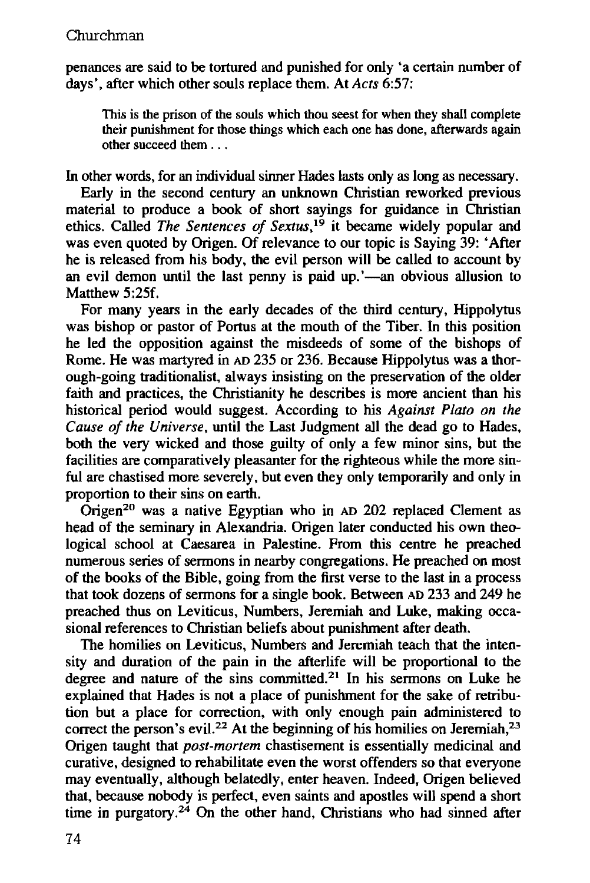penances are said to be tortured and punished for only 'a certain number of days', after which other souls replace them. At *Acts* 6:57:

> This is the prison of the souls which thou seest for when they shall complete their punishment for those things which each one has done, afterwards again other succeed them . . .

In other words, for an individual sinner Hades lasts only as long as necessary.

Early in the second century an unknown Christian reworked previous material to produce a book of short sayings for guidance in Christian ethics. Called *The Sentences of Sextus*,[19] it became widely popular and was even quoted by Origen. Of relevance to our topic is Saying 39: 'After he is released from his body, the evil person will be called to account by an evil demon until the last penny is paid up.'—an obvious allusion to Matthew 5:25f.

For many years in the early decades of the third century, Hippolytus was bishop or pastor of Portus at the mouth of the Tiber. In this position he led the opposition against the misdeeds of some of the bishops of Rome. He was martyred in AD 235 or 236. Because Hippolytus was a thorough-going traditionalist, always insisting on the preservation of the older faith and practices, the Christianity he describes is more ancient than his historical period would suggest. According to his *Against Plato on the Cause of the Universe*, until the Last Judgment all the dead go to Hades, both the very wicked and those guilty of only a few minor sins, but the facilities are comparatively pleasanter for the righteous while the more sinful are chastised more severely, but even they only temporarily and only in proportion to their sins on earth.

Origen[20] was a native Egyptian who in AD 202 replaced Clement as head of the seminary in Alexandria. Origen later conducted his own theological school at Caesarea in Palestine. From this centre he preached numerous series of sermons in nearby congregations. He preached on most of the books of the Bible, going from the first verse to the last in a process that took dozens of sermons for a single book. Between AD 233 and 249 he preached thus on Leviticus, Numbers, Jeremiah and Luke, making occasional references to Christian beliefs about punishment after death.

The homilies on Leviticus, Numbers and Jeremiah teach that the intensity and duration of the pain in the afterlife will be proportional to the degree and nature of the sins committed.[21] In his sermons on Luke he explained that Hades is not a place of punishment for the sake of retribution but a place for correction, with only enough pain administered to correct the person's evil.[22] At the beginning of his homilies on Jeremiah,[23] Origen taught that *post-mortem* chastisement is essentially medicinal and curative, designed to rehabilitate even the worst offenders so that everyone may eventually, although belatedly, enter heaven. Indeed, Origen believed that, because nobody is perfect, even saints and apostles will spend a short time in purgatory.[24] On the other hand, Christians who had sinned after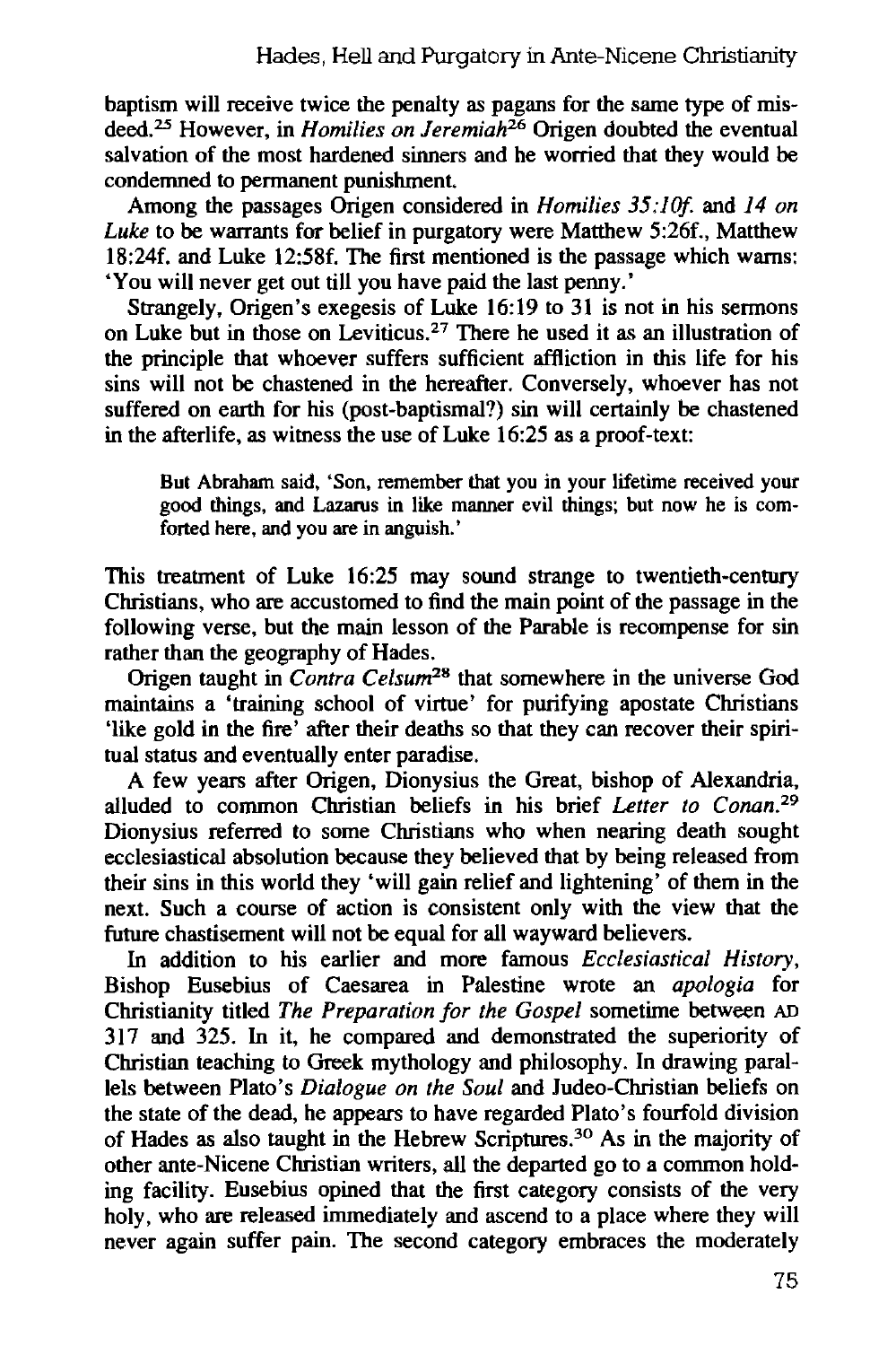baptism will receive twice the penalty as pagans for the same type of misdeed.[25] However, in *Homilies on Jeremiah*[26] Origen doubted the eventual salvation of the most hardened sinners and he worried that they would be condemned to permanent punishment.

Among the passages Origen considered in *Homilies 35:10f.* and *14 on Luke* to be warrants for belief in purgatory were Matthew 5:26f., Matthew 18:24f. and Luke 12:58f. The first mentioned is the passage which warns: 'You will never get out till you have paid the last penny.'

Strangely, Origen's exegesis of Luke 16:19 to 31 is not in his sermons on Luke but in those on Leviticus.[27] There he used it as an illustration of the principle that whoever suffers sufficient affliction in this life for his sins will not be chastened in the hereafter. Conversely, whoever has not suffered on earth for his (post-baptismal?) sin will certainly be chastened in the afterlife, as witness the use of Luke 16:25 as a proof-text:

> But Abraham said, 'Son, remember that you in your lifetime received your good things, and Lazarus in like manner evil things; but now he is comforted here, and you are in anguish.'

This treatment of Luke 16:25 may sound strange to twentieth-century Christians, who are accustomed to find the main point of the passage in the following verse, but the main lesson of the Parable is recompense for sin rather than the geography of Hades.

Origen taught in *Contra Celsum*[28] that somewhere in the universe God maintains a 'training school of virtue' for purifying apostate Christians 'like gold in the fire' after their deaths so that they can recover their spiritual status and eventually enter paradise.

A few years after Origen, Dionysius the Great, bishop of Alexandria, alluded to common Christian beliefs in his brief *Letter to Conan*.[29] Dionysius referred to some Christians who when nearing death sought ecclesiastical absolution because they believed that by being released from their sins in this world they 'will gain relief and lightening' of them in the next. Such a course of action is consistent only with the view that the future chastisement will not be equal for all wayward believers.

In addition to his earlier and more famous *Ecclesiastical History*, Bishop Eusebius of Caesarea in Palestine wrote an *apologia* for Christianity titled *The Preparation for the Gospel* sometime between AD 317 and 325. In it, he compared and demonstrated the superiority of Christian teaching to Greek mythology and philosophy. In drawing parallels between Plato's *Dialogue on the Soul* and Judeo-Christian beliefs on the state of the dead, he appears to have regarded Plato's fourfold division of Hades as also taught in the Hebrew Scriptures.[30] As in the majority of other ante-Nicene Christian writers, all the departed go to a common holding facility. Eusebius opined that the first category consists of the very holy, who are released immediately and ascend to a place where they will never again suffer pain. The second category embraces the moderately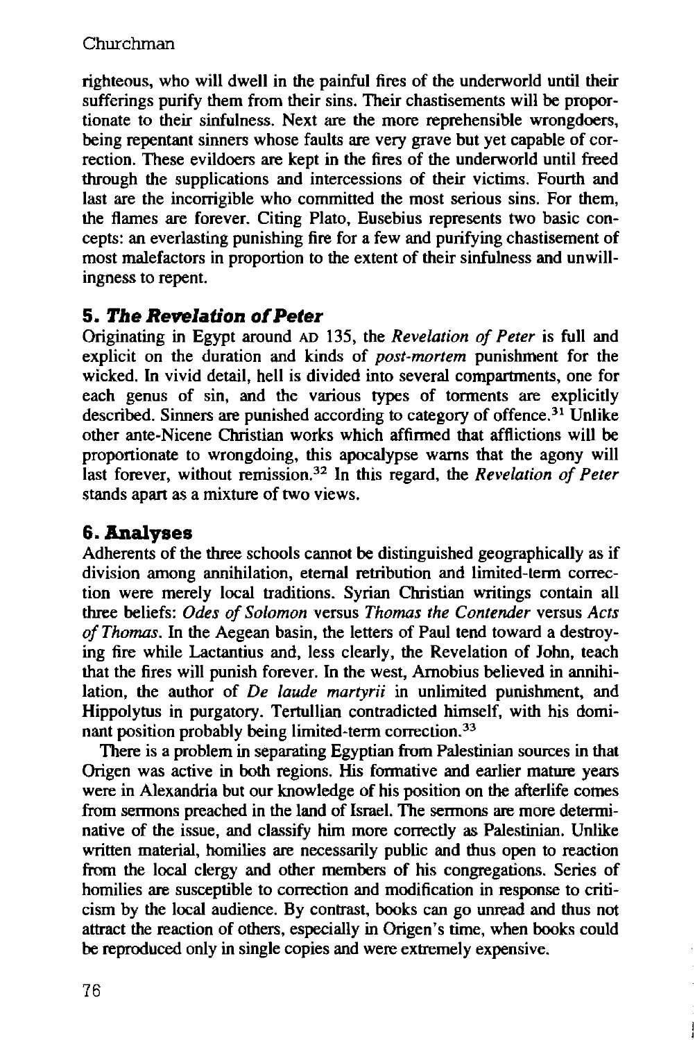righteous, who will dwell in the painful fires of the underworld until their sufferings purify them from their sins. Their chastisements will be proportionate to their sinfulness. Next are the more reprehensible wrongdoers, being repentant sinners whose faults are very grave but yet capable of correction. These evildoers are kept in the fires of the underworld until freed through the supplications and intercessions of their victims. Fourth and last are the incorrigible who committed the most serious sins. For them, the flames are forever. Citing Plato, Eusebius represents two basic concepts: an everlasting punishing fire for a few and purifying chastisement of most malefactors in proportion to the extent of their sinfulness and unwillingness to repent.

## 5. *The Revelation of Peter*

Originating in Egypt around AD 135, the *Revelation of Peter* is full and explicit on the duration and kinds of *post-mortem* punishment for the wicked. In vivid detail, hell is divided into several compartments, one for each genus of sin, and the various types of torments are explicitly described. Sinners are punished according to category of offence.[31] Unlike other ante-Nicene Christian works which affirmed that afflictions will be proportionate to wrongdoing, this apocalypse warns that the agony will last forever, without remission.[32] In this regard, the *Revelation of Peter* stands apart as a mixture of two views.

## 6. Analyses

Adherents of the three schools cannot be distinguished geographically as if division among annihilation, eternal retribution and limited-term correction were merely local traditions. Syrian Christian writings contain all three beliefs: *Odes of Solomon* versus *Thomas the Contender* versus *Acts of Thomas*. In the Aegean basin, the letters of Paul tend toward a destroying fire while Lactantius and, less clearly, the Revelation of John, teach that the fires will punish forever. In the west, Arnobius believed in annihilation, the author of *De laude martyrii* in unlimited punishment, and Hippolytus in purgatory. Tertullian contradicted himself, with his dominant position probably being limited-term correction.[33]

There is a problem in separating Egyptian from Palestinian sources in that Origen was active in both regions. His formative and earlier mature years were in Alexandria but our knowledge of his position on the afterlife comes from sermons preached in the land of Israel. The sermons are more determinative of the issue, and classify him more correctly as Palestinian. Unlike written material, homilies are necessarily public and thus open to reaction from the local clergy and other members of his congregations. Series of homilies are susceptible to correction and modification in response to criticism by the local audience. By contrast, books can go unread and thus not attract the reaction of others, especially in Origen's time, when books could be reproduced only in single copies and were extremely expensive.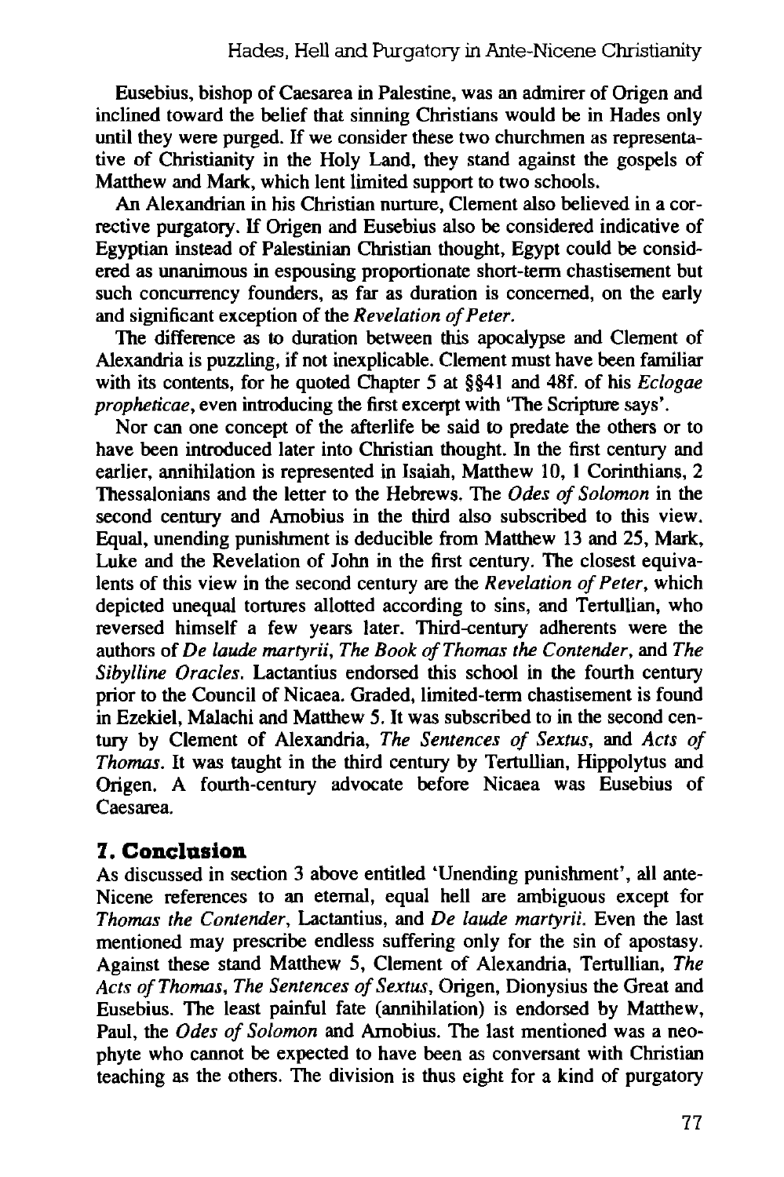Eusebius, bishop of Caesarea in Palestine, was an admirer of Origen and inclined toward the belief that sinning Christians would be in Hades only until they were purged. If we consider these two churchmen as representative of Christianity in the Holy Land, they stand against the gospels of Matthew and Mark, which lent limited support to two schools.

An Alexandrian in his Christian nurture, Clement also believed in a corrective purgatory. If Origen and Eusebius also be considered indicative of Egyptian instead of Palestinian Christian thought, Egypt could be considered as unanimous in espousing proportionate short-term chastisement but such concurrency founders, as far as duration is concerned, on the early and significant exception of the *Revelation of Peter*.

The difference as to duration between this apocalypse and Clement of Alexandria is puzzling, if not inexplicable. Clement must have been familiar with its contents, for he quoted Chapter 5 at §§41 and 48f. of his *Eclogae propheticae*, even introducing the first excerpt with 'The Scripture says'.

Nor can one concept of the afterlife be said to predate the others or to have been introduced later into Christian thought. In the first century and earlier, annihilation is represented in Isaiah, Matthew 10, 1 Corinthians, 2 Thessalonians and the letter to the Hebrews. The *Odes of Solomon* in the second century and Arnobius in the third also subscribed to this view. Equal, unending punishment is deducible from Matthew 13 and 25, Mark, Luke and the Revelation of John in the first century. The closest equivalents of this view in the second century are the *Revelation of Peter*, which depicted unequal tortures allotted according to sins, and Tertullian, who reversed himself a few years later. Third-century adherents were the authors of *De laude martyrii*, *The Book of Thomas the Contender*, and *The Sibylline Oracles*. Lactantius endorsed this school in the fourth century prior to the Council of Nicaea. Graded, limited-term chastisement is found in Ezekiel, Malachi and Matthew 5. It was subscribed to in the second century by Clement of Alexandria, *The Sentences of Sextus*, and *Acts of Thomas*. It was taught in the third century by Tertullian, Hippolytus and Origen. A fourth-century advocate before Nicaea was Eusebius of Caesarea.

## 7. Conclusion

As discussed in section 3 above entitled 'Unending punishment', all ante-Nicene references to an eternal, equal hell are ambiguous except for *Thomas the Contender*, Lactantius, and *De laude martyrii*. Even the last mentioned may prescribe endless suffering only for the sin of apostasy. Against these stand Matthew 5, Clement of Alexandria, Tertullian, *The Acts of Thomas*, *The Sentences of Sextus*, Origen, Dionysius the Great and Eusebius. The least painful fate (annihilation) is endorsed by Matthew, Paul, the *Odes of Solomon* and Arnobius. The last mentioned was a neophyte who cannot be expected to have been as conversant with Christian teaching as the others. The division is thus eight for a kind of purgatory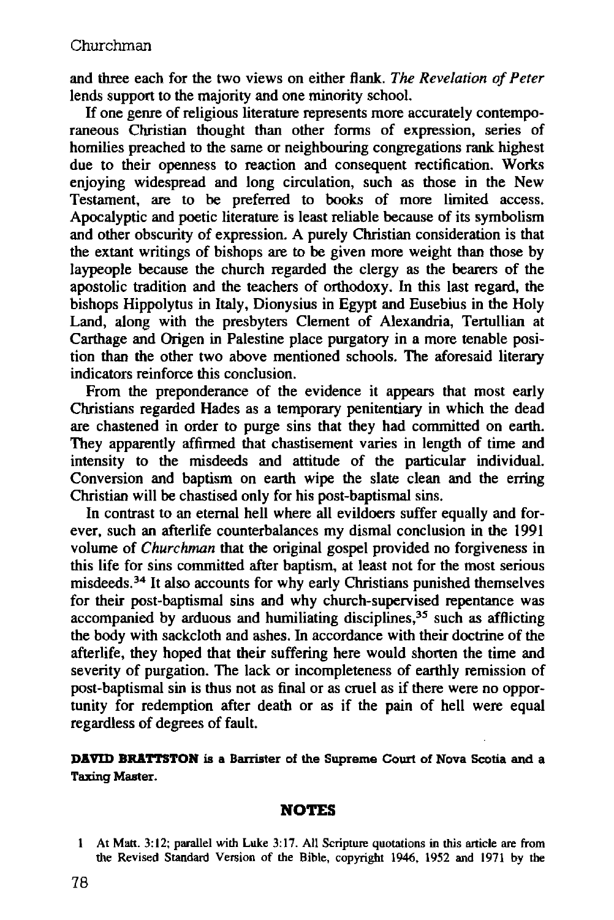and three each for the two views on either flank. *The Revelation of Peter* lends support to the majority and one minority school.

If one genre of religious literature represents more accurately contemporaneous Christian thought than other forms of expression, series of homilies preached to the same or neighbouring congregations rank highest due to their openness to reaction and consequent rectification. Works enjoying widespread and long circulation, such as those in the New Testament, are to be preferred to books of more limited access. Apocalyptic and poetic literature is least reliable because of its symbolism and other obscurity of expression. A purely Christian consideration is that the extant writings of bishops are to be given more weight than those by laypeople because the church regarded the clergy as the bearers of the apostolic tradition and the teachers of orthodoxy. In this last regard, the bishops Hippolytus in Italy, Dionysius in Egypt and Eusebius in the Holy Land, along with the presbyters Clement of Alexandria, Tertullian at Carthage and Origen in Palestine place purgatory in a more tenable position than the other two above mentioned schools. The aforesaid literary indicators reinforce this conclusion.

From the preponderance of the evidence it appears that most early Christians regarded Hades as a temporary penitentiary in which the dead are chastened in order to purge sins that they had committed on earth. They apparently affirmed that chastisement varies in length of time and intensity to the misdeeds and attitude of the particular individual. Conversion and baptism on earth wipe the slate clean and the erring Christian will be chastised only for his post-baptismal sins.

In contrast to an eternal hell where all evildoers suffer equally and forever, such an afterlife counterbalances my dismal conclusion in the 1991 volume of *Churchman* that the original gospel provided no forgiveness in this life for sins committed after baptism, at least not for the most serious misdeeds.[34] It also accounts for why early Christians punished themselves for their post-baptismal sins and why church-supervised repentance was accompanied by arduous and humiliating disciplines,[35] such as afflicting the body with sackcloth and ashes. In accordance with their doctrine of the afterlife, they hoped that their suffering here would shorten the time and severity of purgation. The lack or incompleteness of earthly remission of post-baptismal sin is thus not as final or as cruel as if there were no opportunity for redemption after death or as if the pain of hell were equal regardless of degrees of fault.

**DAVID BRATTSTON** is a Barrister of the Supreme Court of Nova Scotia and a Taxing Master.

## NOTES

1 At Matt. 3:12; parallel with Luke 3:17. All Scripture quotations in this article are from the Revised Standard Version of the Bible, copyright 1946, 1952 and 1971 by the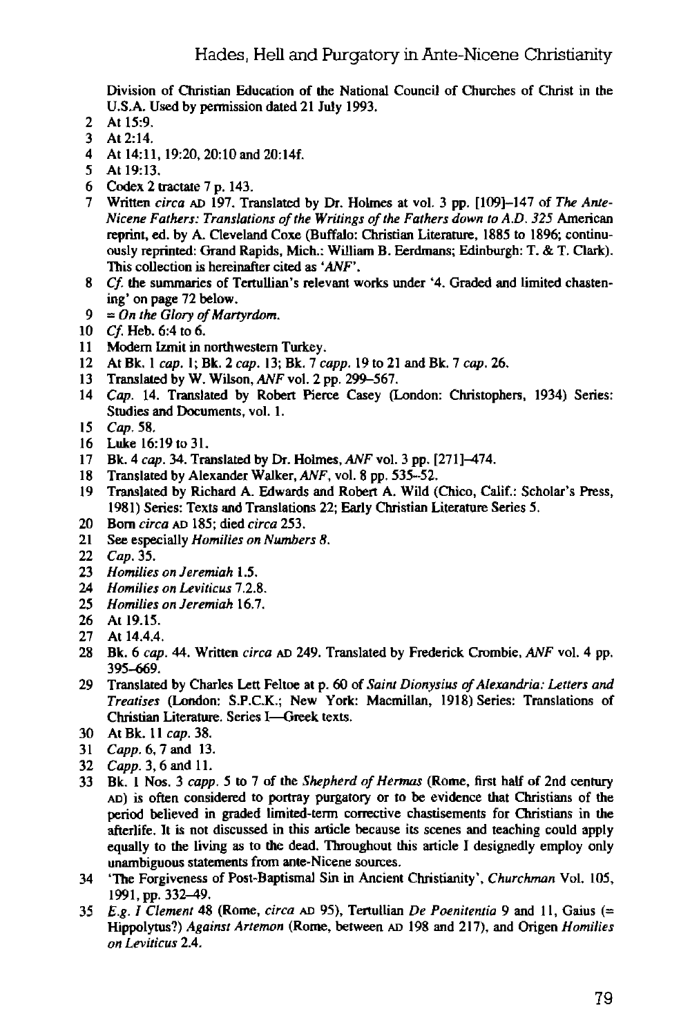Division of Christian Education of the National Council of Churches of Christ in the U.S.A. Used by permission dated 21 July 1993.

2 At 15:9.

3 At 2:14.

4 At 14:11, 19:20, 20:10 and 20:14f.

5 At 19:13.

6 Codex 2 tractate 7 p. 143.

7 Written *circa* AD 197. Translated by Dr. Holmes at vol. 3 pp. [109]–147 of *The Ante-Nicene Fathers: Translations of the Writings of the Fathers down to A.D. 325* American reprint, ed. by A. Cleveland Coxe (Buffalo: Christian Literature, 1885 to 1896; continuously reprinted: Grand Rapids, Mich.: William B. Eerdmans; Edinburgh: T. & T. Clark). This collection is hereinafter cited as '*ANF*'.

8 *Cf.* the summaries of Tertullian's relevant works under '4. Graded and limited chastening' on page 72 below.

9 = *On the Glory of Martyrdom.*

10 *Cf.* Heb. 6:4 to 6.

11 Modern Izmit in northwestern Turkey.

12 At Bk. 1 *cap.* 1; Bk. 2 *cap.* 13; Bk. 7 *capp.* 19 to 21 and Bk. 7 *cap.* 26.

13 Translated by W. Wilson, *ANF* vol. 2 pp. 299–567.

14 *Cap.* 14. Translated by Robert Pierce Casey (London: Christophers, 1934) Series: Studies and Documents, vol. 1.

15 *Cap.* 58.

16 Luke 16:19 to 31.

17 Bk. 4 *cap.* 34. Translated by Dr. Holmes, *ANF* vol. 3 pp. [271]–474.

18 Translated by Alexander Walker, *ANF*, vol. 8 pp. 535–52.

19 Translated by Richard A. Edwards and Robert A. Wild (Chico, Calif.: Scholar's Press, 1981) Series: Texts and Translations 22; Early Christian Literature Series 5.

20 Born *circa* AD 185; died *circa* 253.

21 See especially *Homilies on Numbers 8.*

22 *Cap.* 35.

23 *Homilies on Jeremiah* 1.5.

24 *Homilies on Leviticus* 7.2.8.

25 *Homilies on Jeremiah* 16.7.

26 At 19.15.

27 At 14.4.4.

28 Bk. 6 *cap.* 44. Written *circa* AD 249. Translated by Frederick Crombie, *ANF* vol. 4 pp. 395–669.

29 Translated by Charles Lett Feltoe at p. 60 of *Saint Dionysius of Alexandria: Letters and Treatises* (London: S.P.C.K.; New York: Macmillan, 1918) Series: Translations of Christian Literature. Series I—Greek texts.

30 At Bk. 11 *cap.* 38.

31 *Capp.* 6, 7 and 13.

32 *Capp.* 3, 6 and 11.

33 Bk. 1 Nos. 3 *capp.* 5 to 7 of the *Shepherd of Hermas* (Rome, first half of 2nd century AD) is often considered to portray purgatory or to be evidence that Christians of the period believed in graded limited-term corrective chastisements for Christians in the afterlife. It is not discussed in this article because its scenes and teaching could apply equally to the living as to the dead. Throughout this article I designedly employ only unambiguous statements from ante-Nicene sources.

34 'The Forgiveness of Post-Baptismal Sin in Ancient Christianity', *Churchman* Vol. 105, 1991, pp. 332–49.

35 *E.g. 1 Clement* 48 (Rome, *circa* AD 95), Tertullian *De Poenitentia* 9 and 11, Gaius (= Hippolytus?) *Against Artemon* (Rome, between AD 198 and 217), and Origen *Homilies on Leviticus* 2.4.